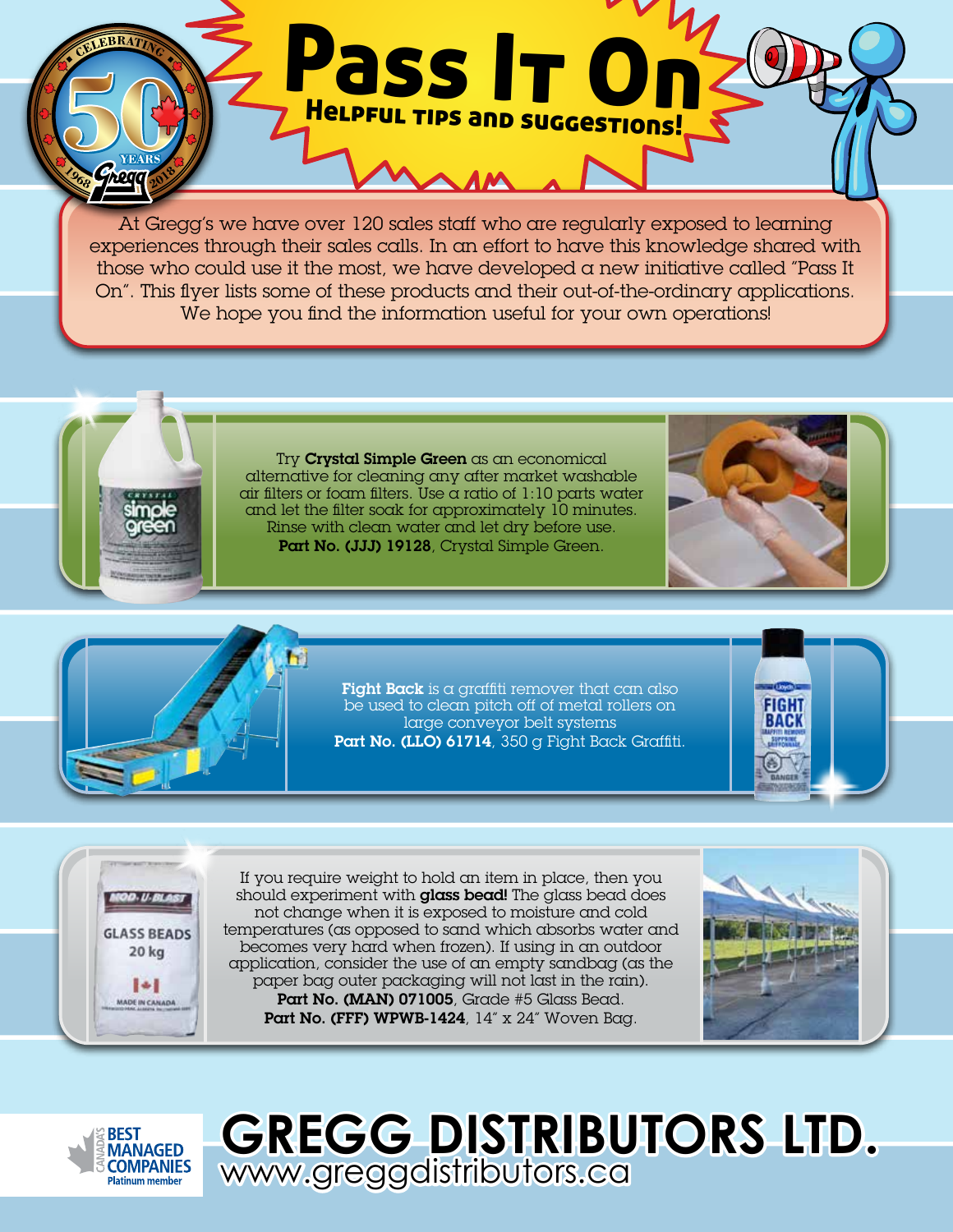# Pass It On

## Helpful tips and suggestions!

At Gregg's we have over 120 sales staff who are regularly exposed to learning experiences through their sales calls. In an effort to have this knowledge shared with those who could use it the most, we have developed a new initiative called "Pass It On". This flyer lists some of these products and their out-of-the-ordinary applications. We hope you find the information useful for your own operations!

Try **Crystal Simple Green** as an economical alternative for cleaning any after market washable air filters or foam filters. Use a ratio of 1:10 parts water and let the filter soak for approximately 10 minutes. Rinse with clean water and let dry before use.
**Part No. (JJJ) 19128**, Crystal Simple Green.

**Fight Back** is a graffiti remover that can also be used to clean pitch off of metal rollers on large conveyor belt systems
**Part No. (LLO) 61714**, 350 g Fight Back Graffiti.

If you require weight to hold an item in place, then you should experiment with **glass bead!** The glass bead does not change when it is exposed to moisture and cold temperatures (as opposed to sand which absorbs water and becomes very hard when frozen). If using in an outdoor application, consider the use of an empty sandbag (as the paper bag outer packaging will not last in the rain).
**Part No. (MAN) 071005**, Grade #5 Glass Bead.
**Part No. (FFF) WPWB-1424**, 14" x 24" Woven Bag.

**GREGG DISTRIBUTORS LTD.**
www.greggdistributors.ca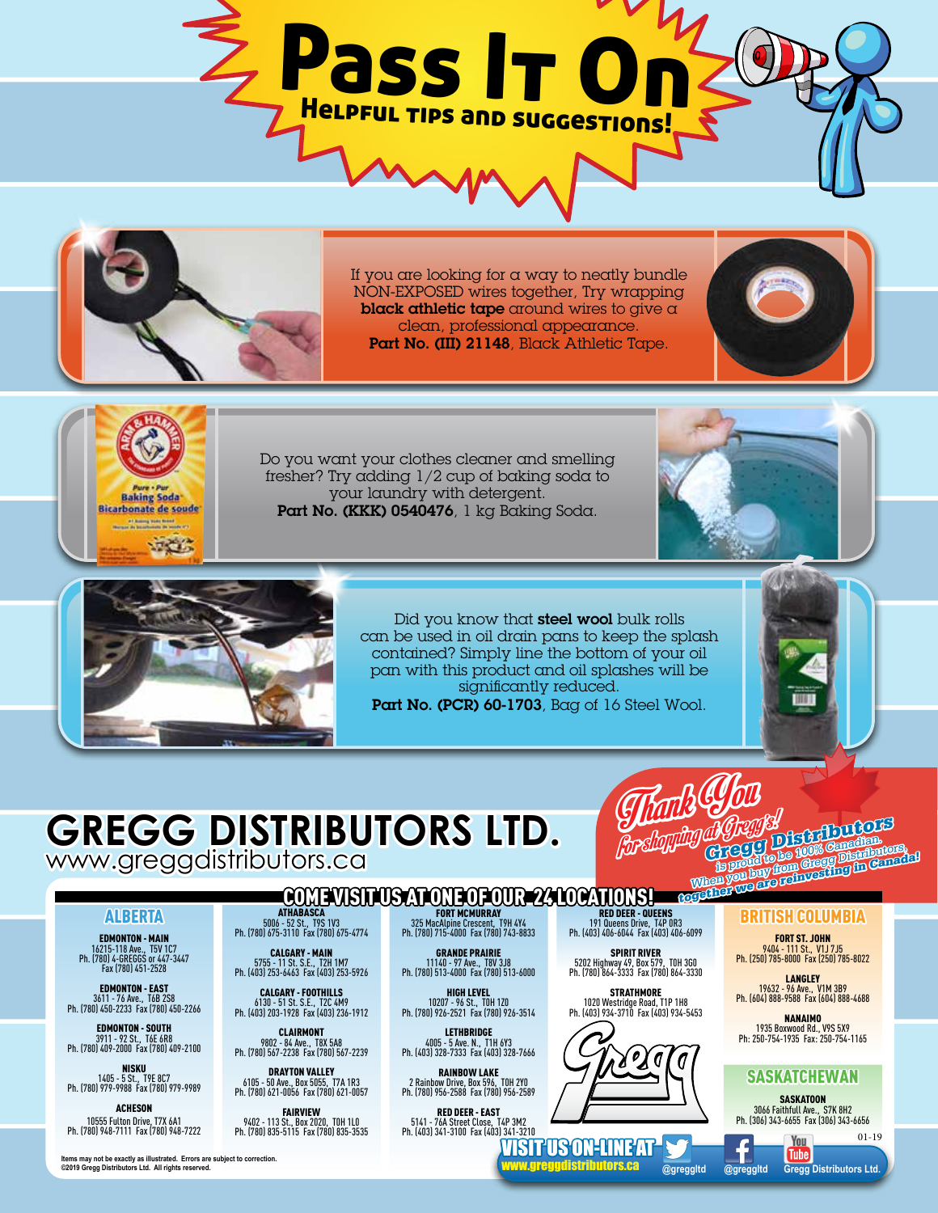# Pass It On

## Helpful tips and suggestions!

If you are looking for a way to neatly bundle NON-EXPOSED wires together, Try wrapping **black athletic tape** around wires to give a clean, professional appearance.
**Part No. (III) 21148**, Black Athletic Tape.

Do you want your clothes cleaner and smelling fresher? Try adding 1/2 cup of baking soda to your laundry with detergent.
**Part No. (KKK) 0540476**, 1 kg Baking Soda.

Did you know that **steel wool** bulk rolls can be used in oil drain pans to keep the splash contained? Simply line the bottom of your oil pan with this product and oil splashes will be significantly reduced.
**Part No. (PCR) 60-1703**, Bag of 16 Steel Wool.

# GREGG DISTRIBUTORS LTD.

www.greggdistributors.ca

*Thank You for shopping at Gregg's!*

**Gregg Distributors** is proud to be 100% Canadian. When you buy from Gregg Distributors, together we are reinvesting in Canada!

## COME VISIT US AT ONE OF OUR 24 LOCATIONS!

### ALBERTA

**EDMONTON - MAIN**
16215-118 Ave., T5V 1C7
Ph. (780) 4-GREGGS or 447-3447
Fax (780) 451-2528

**EDMONTON - EAST**
3611 - 76 Ave., T6B 2S8
Ph. (780) 450-2233 Fax (780) 450-2266

**EDMONTON - SOUTH**
3911 - 92 St., T6E 6R8
Ph. (780) 409-2000 Fax (780) 409-2100

**NISKU**
1405 - 5 St., T9E 8C7
Ph. (780) 979-9988 Fax (780) 979-9989

**ACHESON**
10555 Fulton Drive, T7X 6A1
Ph. (780) 948-7111 Fax (780) 948-7222

**ATHABASCA**
5006 - 52 St., T9S 1V3
Ph. (780) 675-3110 Fax (780) 675-4774

**CALGARY - MAIN**
5755 - 11 St. S.E., T2H 1M7
Ph. (403) 253-6463 Fax (403) 253-5926

**CALGARY - FOOTHILLS**
6130 - 51 St. S.E., T2C 4M9
Ph. (403) 203-1928 Fax (403) 236-1912

**CLAIRMONT**
9802 - 84 Ave., T8X 5A8
Ph. (780) 567-2238 Fax (780) 567-2239

**DRAYTON VALLEY**
6105 - 50 Ave., Box 5055, T7A 1R3
Ph. (780) 621-0056 Fax (780) 621-0057

**FAIRVIEW**
9402 - 113 St., Box 2020, T0H 1L0
Ph. (780) 835-5115 Fax (780) 835-3535

**FORT MCMURRAY**
325 MacAlpine Crescent, T9H 4Y4
Ph. (780) 715-4000 Fax (780) 743-8833

**GRANDE PRAIRIE**
11140 - 97 Ave., T8V 3J8
Ph. (780) 513-4000 Fax (780) 513-6000

**HIGH LEVEL**
10207 - 96 St., T0H 1Z0
Ph. (780) 926-2521 Fax (780) 926-3514

**LETHBRIDGE**
4005 - 5 Ave. N., T1H 6Y3
Ph. (403) 328-7333 Fax (403) 328-7666

**RAINBOW LAKE**
2 Rainbow Drive, Box 596, T0H 2Y0
Ph. (780) 956-2588 Fax (780) 956-2589

**RED DEER - EAST**
5141 - 76A Street Close, T4P 3M2
Ph. (403) 341-3100 Fax (403) 341-3210

**RED DEER - QUEENS**
191 Queens Drive, T4P 0R3
Ph. (403) 406-6044 Fax (403) 406-6099

**SPIRIT RIVER**
5202 Highway 49, Box 579, T0H 3G0
Ph. (780) 864-3333 Fax (780) 864-3330

**STRATHMORE**
1020 Westridge Road, T1P 1H8
Ph. (403) 934-3710 Fax (403) 934-5453

### BRITISH COLUMBIA

**FORT ST. JOHN**
9404 - 111 St., V1J 7J5
Ph. (250) 785-8000 Fax (250) 785-8022

**LANGLEY**
19632 - 96 Ave., V1M 3B9
Ph. (604) 888-9588 Fax (604) 888-4688

**NANAIMO**
1935 Boxwood Rd., V9S 5X9
Ph: 250-754-1935 Fax: 250-754-1165

### SASKATCHEWAN

**SASKATOON**
3066 Faithfull Ave., S7K 8H2
Ph. (306) 343-6655 Fax (306) 343-6656

01-19

VISIT US ON-LINE AT www.greggdistributors.ca

@greggltd | @greggltd | Gregg Distributors Ltd.

Items may not be exactly as illustrated. Errors are subject to correction.
©2019 Gregg Distributors Ltd. All rights reserved.